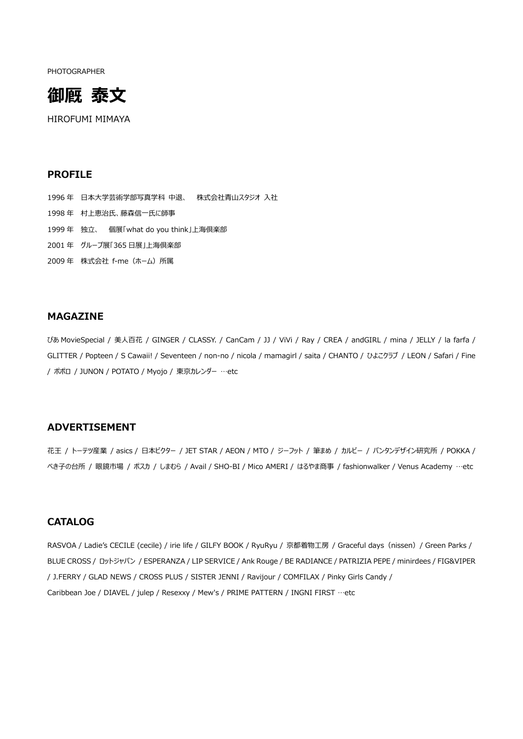PHOTOGRAPHER

# 御厩 泰文

HIROFUMI MIMAYA

## PROFILE

1996 年　日本大学芸術学部写真学科 中退、　株式会社青山スタジオ 入社

1998 年　村上恵治氏、藤森信一氏に師事

1999 年　独立、　個展「what do you think」上海倶楽部

2001 年　グループ展「365 日展」上海倶楽部

2009 年　株式会社 f-me（ホーム）所属

## MAGAZINE

ぴあ MovieSpecial / 美人百花 / GINGER / CLASSY. / CanCam / JJ / ViVi / Ray / CREA / andGIRL / mina / JELLY / la farfa / GLITTER / Popteen / S Cawaii! / Seventeen / non-no / nicola / mamagirl / saita / CHANTO / ひよこクラブ / LEON / Safari / Fine / ポポロ / JUNON / POTATO / Myojo / 東京カレンダー …etc

## ADVERTISEMENT

花王 / トーテツ産業 / asics / 日本ビクター / JET STAR / AEON / MTO / ジーフット / 筆まめ / カルビー / バンタンデザイン研究所 / POKKA / べき子の台所 / 眼鏡市場 / ポスカ / しまむら / Avail / SHO-BI / Mico AMERI / はるやま商事 / fashionwalker / Venus Academy …etc

## CATALOG

RASVOA / Ladie's CECILE (cecile) / irie life / GILFY BOOK / RyuRyu / 京都着物工房 / Graceful days（nissen）/ Green Parks / BLUE CROSS / ロットジャパン / ESPERANZA / LIP SERVICE / Ank Rouge / BE RADIANCE / PATRIZIA PEPE / minirdees / FIG&VIPER / J.FERRY / GLAD NEWS / CROSS PLUS / SISTER JENNI / Ravijour / COMFILAX / Pinky Girls Candy / Caribbean Joe / DIAVEL / julep / Resexxy / Mew's / PRIME PATTERN / INGNI FIRST …etc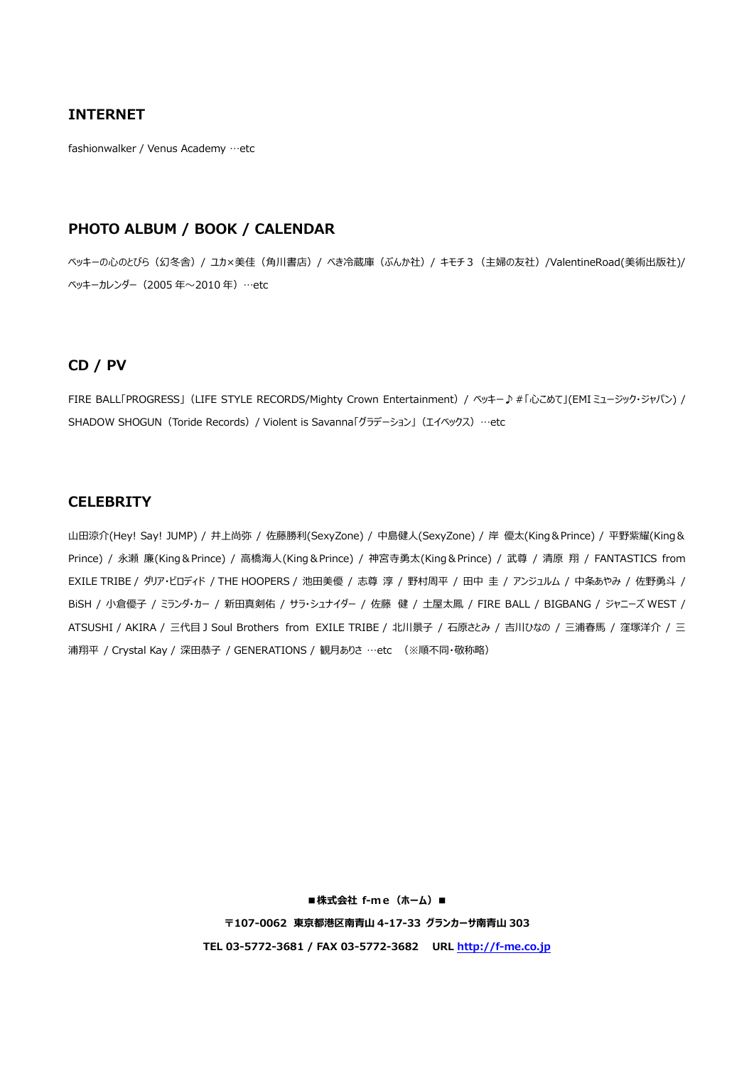## INTERNET

fashionwalker / Venus Academy …etc

## PHOTO ALBUM / BOOK / CALENDAR

ベッキーの心のとびら（幻冬舎）/ ユカ×美佳（角川書店）/ べき冷蔵庫（ぶんか社）/ キモチ３（主婦の友社）/ValentineRoad(美術出版社)/ ベッキーカレンダー（2005 年～2010 年）…etc

## CD / PV

FIRE BALL「PROGRESS」（LIFE STYLE RECORDS/Mighty Crown Entertainment）/ ベッキー♪＃「心こめて」(EMI ミュージック・ジャパン) / SHADOW SHOGUN（Toride Records）/ Violent is Savanna「グラデーション」（エイベックス）…etc

## CELEBRITY

山田涼介(Hey! Say! JUMP) / 井上尚弥 / 佐藤勝利(SexyZone) / 中島健人(SexyZone) / 岸 優太(King＆Prince) / 平野紫耀(King＆Prince) / 永瀬 廉(King＆Prince) / 高橋海人(King＆Prince) / 神宮寺勇太(King＆Prince) / 武尊 / 清原 翔 / FANTASTICS from EXILE TRIBE / ダリア・ビロディド / THE HOOPERS / 池田美優 / 志尊 淳 / 野村周平 / 田中 圭 / アンジュルム / 中条あやみ / 佐野勇斗 / BiSH / 小倉優子 / ミランダ・カー / 新田真剣佑 / サラ・シュナイダー / 佐藤 健 / 土屋太鳳 / FIRE BALL / BIGBANG / ジャニーズ WEST / ATSUSHI / AKIRA / 三代目 J Soul Brothers from EXILE TRIBE / 北川景子 / 石原さとみ / 吉川ひなの / 三浦春馬 / 窪塚洋介 / 三浦翔平 / Crystal Kay / 深田恭子 / GENERATIONS / 観月ありさ …etc （※順不同・敬称略）

**■株式会社 f-me（ホーム）■**

**〒107-0062 東京都港区南青山 4-17-33 グランカーサ南青山 303**

**TEL 03-5772-3681 / FAX 03-5772-3682　URL http://f-me.co.jp**